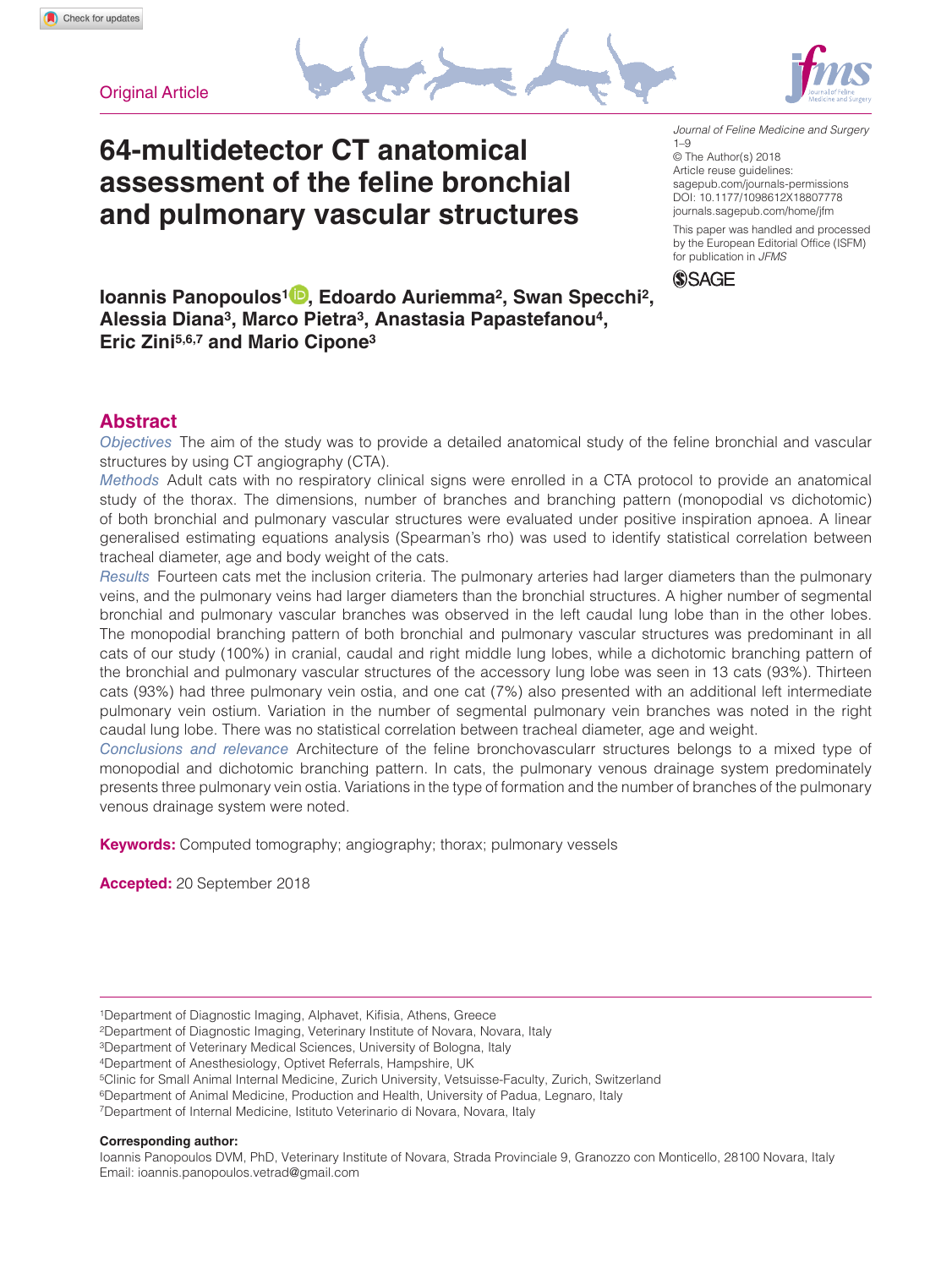Original Article

# 64-multidetector CT anatomical assessment of the feline bronchial and pulmonary vascular structures

Journal of Feline Medicine and Surgery
1–9
© The Author(s) 2018
Article reuse guidelines: sagepub.com/journals-permissions
DOI: 10.1177/1098612X18807778
journals.sagepub.com/home/jfm

This paper was handled and processed by the European Editorial Office (ISFM) for publication in *JFMS*

**Ioannis Panopoulos[1], Edoardo Auriemma[2], Swan Specchi[2], Alessia Diana[3], Marco Pietra[3], Anastasia Papastefanou[4], Eric Zini[5,6,7] and Mario Cipone[3]**

## Abstract

*Objectives* The aim of the study was to provide a detailed anatomical study of the feline bronchial and vascular structures by using CT angiography (CTA).

*Methods* Adult cats with no respiratory clinical signs were enrolled in a CTA protocol to provide an anatomical study of the thorax. The dimensions, number of branches and branching pattern (monopodial vs dichotomic) of both bronchial and pulmonary vascular structures were evaluated under positive inspiration apnoea. A linear generalised estimating equations analysis (Spearman's rho) was used to identify statistical correlation between tracheal diameter, age and body weight of the cats.

*Results* Fourteen cats met the inclusion criteria. The pulmonary arteries had larger diameters than the pulmonary veins, and the pulmonary veins had larger diameters than the bronchial structures. A higher number of segmental bronchial and pulmonary vascular branches was observed in the left caudal lung lobe than in the other lobes. The monopodial branching pattern of both bronchial and pulmonary vascular structures was predominant in all cats of our study (100%) in cranial, caudal and right middle lung lobes, while a dichotomic branching pattern of the bronchial and pulmonary vascular structures of the accessory lung lobe was seen in 13 cats (93%). Thirteen cats (93%) had three pulmonary vein ostia, and one cat (7%) also presented with an additional left intermediate pulmonary vein ostium. Variation in the number of segmental pulmonary vein branches was noted in the right caudal lung lobe. There was no statistical correlation between tracheal diameter, age and weight.

*Conclusions and relevance* Architecture of the feline bronchovascularr structures belongs to a mixed type of monopodial and dichotomic branching pattern. In cats, the pulmonary venous drainage system predominately presents three pulmonary vein ostia. Variations in the type of formation and the number of branches of the pulmonary venous drainage system were noted.

**Keywords:** Computed tomography; angiography; thorax; pulmonary vessels

**Accepted:** 20 September 2018

[1]Department of Diagnostic Imaging, Alphavet, Kifisia, Athens, Greece
[2]Department of Diagnostic Imaging, Veterinary Institute of Novara, Novara, Italy
[3]Department of Veterinary Medical Sciences, University of Bologna, Italy
[4]Department of Anesthesiology, Optivet Referrals, Hampshire, UK
[5]Clinic for Small Animal Internal Medicine, Zurich University, Vetsuisse-Faculty, Zurich, Switzerland
[6]Department of Animal Medicine, Production and Health, University of Padua, Legnaro, Italy
[7]Department of Internal Medicine, Istituto Veterinario di Novara, Novara, Italy

**Corresponding author:**
Ioannis Panopoulos DVM, PhD, Veterinary Institute of Novara, Strada Provinciale 9, Granozzo con Monticello, 28100 Novara, Italy
Email: ioannis.panopoulos.vetrad@gmail.com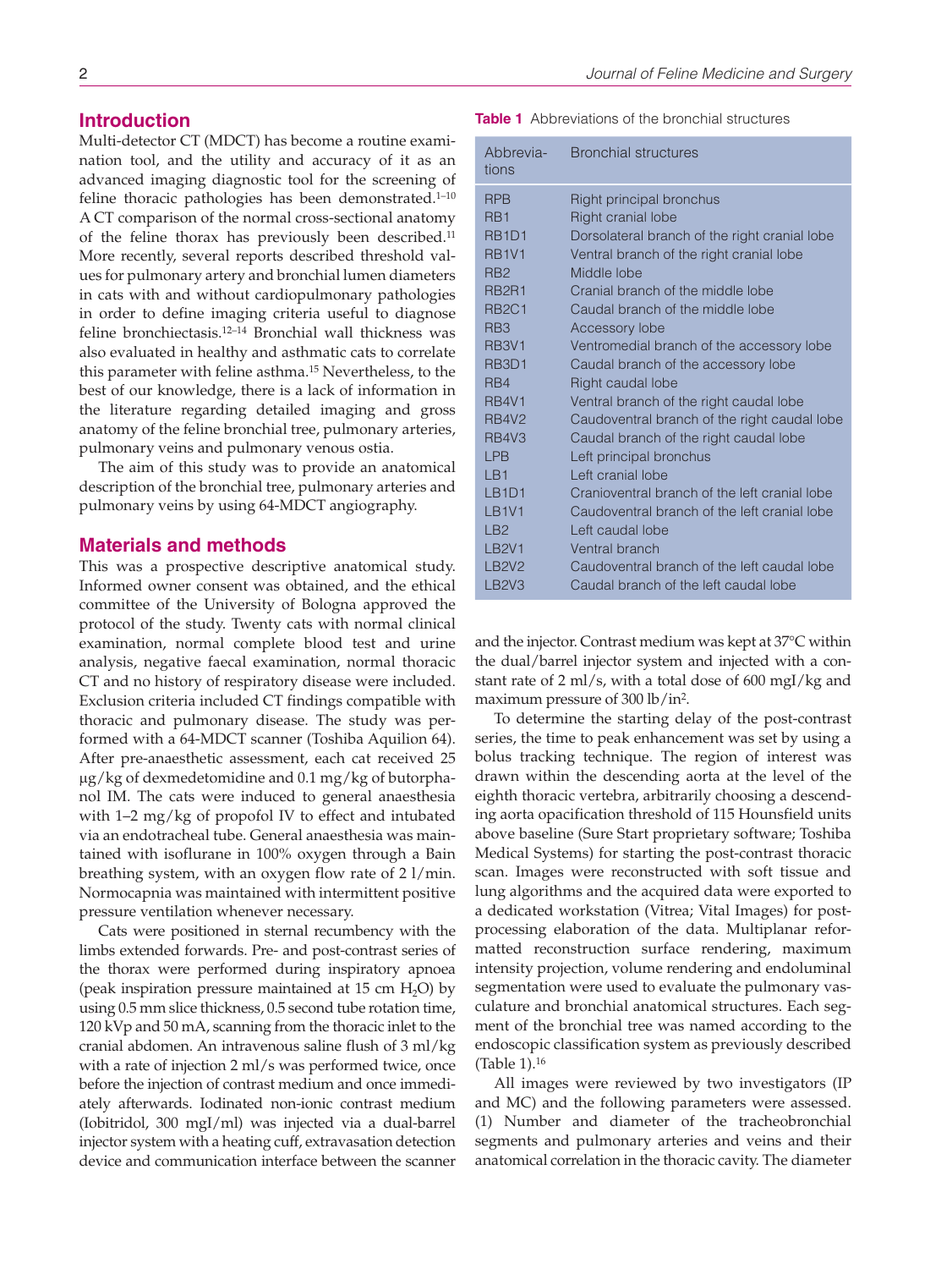## Introduction

Multi-detector CT (MDCT) has become a routine examination tool, and the utility and accuracy of it as an advanced imaging diagnostic tool for the screening of feline thoracic pathologies has been demonstrated.[1–10] A CT comparison of the normal cross-sectional anatomy of the feline thorax has previously been described.[11] More recently, several reports described threshold values for pulmonary artery and bronchial lumen diameters in cats with and without cardiopulmonary pathologies in order to define imaging criteria useful to diagnose feline bronchiectasis.[12–14] Bronchial wall thickness was also evaluated in healthy and asthmatic cats to correlate this parameter with feline asthma.[15] Nevertheless, to the best of our knowledge, there is a lack of information in the literature regarding detailed imaging and gross anatomy of the feline bronchial tree, pulmonary arteries, pulmonary veins and pulmonary venous ostia.

The aim of this study was to provide an anatomical description of the bronchial tree, pulmonary arteries and pulmonary veins by using 64-MDCT angiography.

## Materials and methods

This was a prospective descriptive anatomical study. Informed owner consent was obtained, and the ethical committee of the University of Bologna approved the protocol of the study. Twenty cats with normal clinical examination, normal complete blood test and urine analysis, negative faecal examination, normal thoracic CT and no history of respiratory disease were included. Exclusion criteria included CT findings compatible with thoracic and pulmonary disease. The study was performed with a 64-MDCT scanner (Toshiba Aquilion 64). After pre-anaesthetic assessment, each cat received 25 µg/kg of dexmedetomidine and 0.1 mg/kg of butorphanol IM. The cats were induced to general anaesthesia with 1–2 mg/kg of propofol IV to effect and intubated via an endotracheal tube. General anaesthesia was maintained with isoflurane in 100% oxygen through a Bain breathing system, with an oxygen flow rate of 2 l/min. Normocapnia was maintained with intermittent positive pressure ventilation whenever necessary.

Cats were positioned in sternal recumbency with the limbs extended forwards. Pre- and post-contrast series of the thorax were performed during inspiratory apnoea (peak inspiration pressure maintained at 15 cm $H_2O$) by using 0.5 mm slice thickness, 0.5 second tube rotation time, 120 kVp and 50 mA, scanning from the thoracic inlet to the cranial abdomen. An intravenous saline flush of 3 ml/kg with a rate of injection 2 ml/s was performed twice, once before the injection of contrast medium and once immediately afterwards. Iodinated non-ionic contrast medium (Iobitridol, 300 mgI/ml) was injected via a dual-barrel injector system with a heating cuff, extravasation detection device and communication interface between the scanner and the injector. Contrast medium was kept at 37°C within the dual/barrel injector system and injected with a constant rate of 2 ml/s, with a total dose of 600 mgI/kg and maximum pressure of 300 lb/in$^2$.

**Table 1** Abbreviations of the bronchial structures

| Abbreviations | Bronchial structures |
|---|---|
| RPB | Right principal bronchus |
| RB1 | Right cranial lobe |
| RB1D1 | Dorsolateral branch of the right cranial lobe |
| RB1V1 | Ventral branch of the right cranial lobe |
| RB2 | Middle lobe |
| RB2R1 | Cranial branch of the middle lobe |
| RB2C1 | Caudal branch of the middle lobe |
| RB3 | Accessory lobe |
| RB3V1 | Ventromedial branch of the accessory lobe |
| RB3D1 | Caudal branch of the accessory lobe |
| RB4 | Right caudal lobe |
| RB4V1 | Ventral branch of the right caudal lobe |
| RB4V2 | Caudoventral branch of the right caudal lobe |
| RB4V3 | Caudal branch of the right caudal lobe |
| LPB | Left principal bronchus |
| LB1 | Left cranial lobe |
| LB1D1 | Cranioventral branch of the left cranial lobe |
| LB1V1 | Caudoventral branch of the left cranial lobe |
| LB2 | Left caudal lobe |
| LB2V1 | Ventral branch |
| LB2V2 | Caudoventral branch of the left caudal lobe |
| LB2V3 | Caudal branch of the left caudal lobe |

To determine the starting delay of the post-contrast series, the time to peak enhancement was set by using a bolus tracking technique. The region of interest was drawn within the descending aorta at the level of the eighth thoracic vertebra, arbitrarily choosing a descending aorta opacification threshold of 115 Hounsfield units above baseline (Sure Start proprietary software; Toshiba Medical Systems) for starting the post-contrast thoracic scan. Images were reconstructed with soft tissue and lung algorithms and the acquired data were exported to a dedicated workstation (Vitrea; Vital Images) for post-processing elaboration of the data. Multiplanar reformatted reconstruction surface rendering, maximum intensity projection, volume rendering and endoluminal segmentation were used to evaluate the pulmonary vasculature and bronchial anatomical structures. Each segment of the bronchial tree was named according to the endoscopic classification system as previously described (Table 1).[16]

All images were reviewed by two investigators (IP and MC) and the following parameters were assessed. (1) Number and diameter of the tracheobronchial segments and pulmonary arteries and veins and their anatomical correlation in the thoracic cavity. The diameter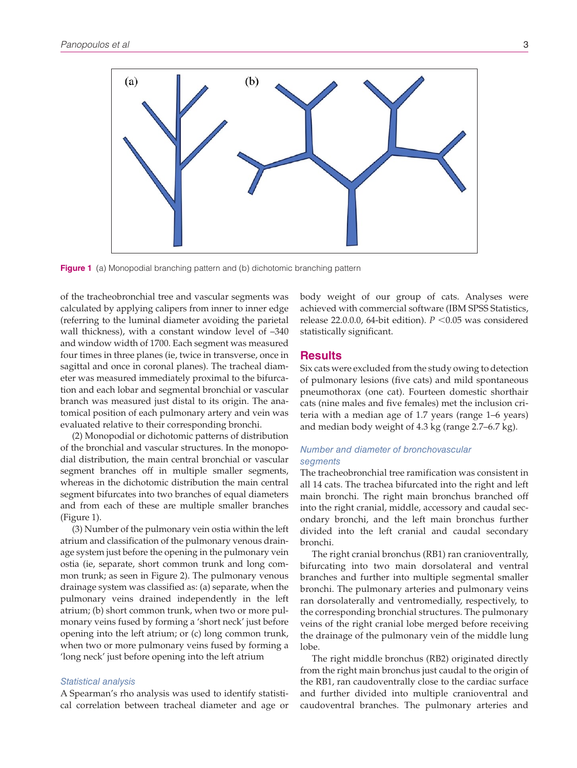Figure 1 (a) Monopodial branching pattern and (b) dichotomic branching pattern

of the tracheobronchial tree and vascular segments was calculated by applying calipers from inner to inner edge (referring to the luminal diameter avoiding the parietal wall thickness), with a constant window level of –340 and window width of 1700. Each segment was measured four times in three planes (ie, twice in transverse, once in sagittal and once in coronal planes). The tracheal diameter was measured immediately proximal to the bifurcation and each lobar and segmental bronchial or vascular branch was measured just distal to its origin. The anatomical position of each pulmonary artery and vein was evaluated relative to their corresponding bronchi.

(2) Monopodial or dichotomic patterns of distribution of the bronchial and vascular structures. In the monopodial distribution, the main central bronchial or vascular segment branches off in multiple smaller segments, whereas in the dichotomic distribution the main central segment bifurcates into two branches of equal diameters and from each of these are multiple smaller branches (Figure 1).

(3) Number of the pulmonary vein ostia within the left atrium and classification of the pulmonary venous drainage system just before the opening in the pulmonary vein ostia (ie, separate, short common trunk and long common trunk; as seen in Figure 2). The pulmonary venous drainage system was classified as: (a) separate, when the pulmonary veins drained independently in the left atrium; (b) short common trunk, when two or more pulmonary veins fused by forming a 'short neck' just before opening into the left atrium; or (c) long common trunk, when two or more pulmonary veins fused by forming a 'long neck' just before opening into the left atrium

### Statistical analysis

A Spearman's rho analysis was used to identify statistical correlation between tracheal diameter and age or body weight of our group of cats. Analyses were achieved with commercial software (IBM SPSS Statistics, release 22.0.0.0, 64-bit edition). $P < 0.05$ was considered statistically significant.

## Results

Six cats were excluded from the study owing to detection of pulmonary lesions (five cats) and mild spontaneous pneumothorax (one cat). Fourteen domestic shorthair cats (nine males and five females) met the inclusion criteria with a median age of 1.7 years (range 1–6 years) and median body weight of 4.3 kg (range 2.7–6.7 kg).

### Number and diameter of bronchovascular segments

The tracheobronchial tree ramification was consistent in all 14 cats. The trachea bifurcated into the right and left main bronchi. The right main bronchus branched off into the right cranial, middle, accessory and caudal secondary bronchi, and the left main bronchus further divided into the left cranial and caudal secondary bronchi.

The right cranial bronchus (RB1) ran cranioventrally, bifurcating into two main dorsolateral and ventral branches and further into multiple segmental smaller bronchi. The pulmonary arteries and pulmonary veins ran dorsolaterally and ventromedially, respectively, to the corresponding bronchial structures. The pulmonary veins of the right cranial lobe merged before receiving the drainage of the pulmonary vein of the middle lung lobe.

The right middle bronchus (RB2) originated directly from the right main bronchus just caudal to the origin of the RB1, ran caudoventrally close to the cardiac surface and further divided into multiple cranioventral and caudoventral branches. The pulmonary arteries and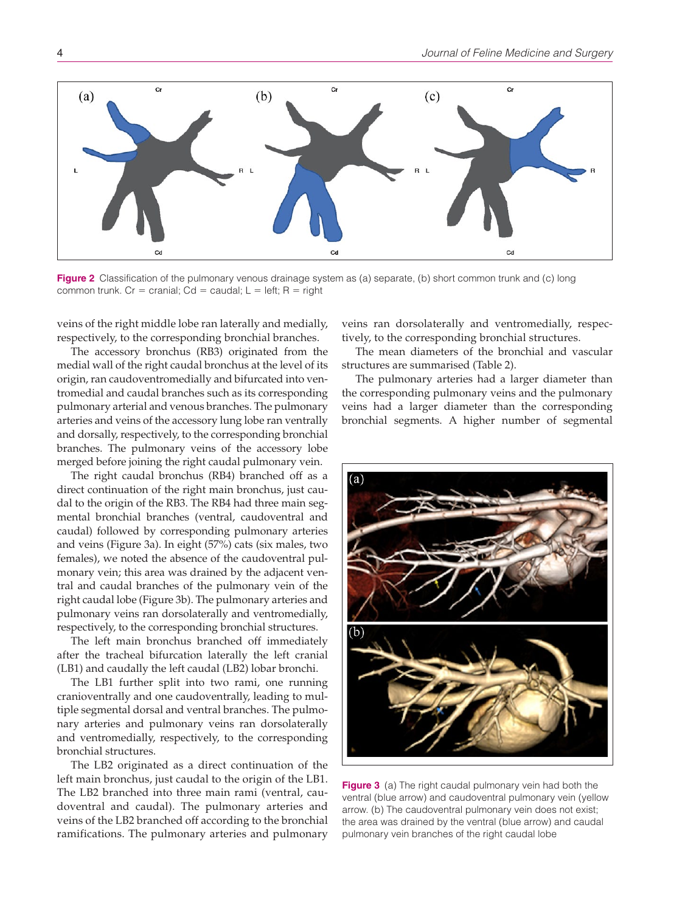Figure 2 Classification of the pulmonary venous drainage system as (a) separate, (b) short common trunk and (c) long common trunk. Cr = cranial; Cd = caudal; L = left; R = right

veins of the right middle lobe ran laterally and medially, respectively, to the corresponding bronchial branches.

The accessory bronchus (RB3) originated from the medial wall of the right caudal bronchus at the level of its origin, ran caudoventromedially and bifurcated into ventromedial and caudal branches such as its corresponding pulmonary arterial and venous branches. The pulmonary arteries and veins of the accessory lung lobe ran ventrally and dorsally, respectively, to the corresponding bronchial branches. The pulmonary veins of the accessory lobe merged before joining the right caudal pulmonary vein.

The right caudal bronchus (RB4) branched off as a direct continuation of the right main bronchus, just caudal to the origin of the RB3. The RB4 had three main segmental bronchial branches (ventral, caudoventral and caudal) followed by corresponding pulmonary arteries and veins (Figure 3a). In eight (57%) cats (six males, two females), we noted the absence of the caudoventral pulmonary vein; this area was drained by the adjacent ventral and caudal branches of the pulmonary vein of the right caudal lobe (Figure 3b). The pulmonary arteries and pulmonary veins ran dorsolaterally and ventromedially, respectively, to the corresponding bronchial structures.

The left main bronchus branched off immediately after the tracheal bifurcation laterally the left cranial (LB1) and caudally the left caudal (LB2) lobar bronchi.

The LB1 further split into two rami, one running cranioventrally and one caudoventrally, leading to multiple segmental dorsal and ventral branches. The pulmonary arteries and pulmonary veins ran dorsolaterally and ventromedially, respectively, to the corresponding bronchial structures.

The LB2 originated as a direct continuation of the left main bronchus, just caudal to the origin of the LB1. The LB2 branched into three main rami (ventral, caudoventral and caudal). The pulmonary arteries and veins of the LB2 branched off according to the bronchial ramifications. The pulmonary arteries and pulmonary veins ran dorsolaterally and ventromedially, respectively, to the corresponding bronchial structures.

The mean diameters of the bronchial and vascular structures are summarised (Table 2).

The pulmonary arteries had a larger diameter than the corresponding pulmonary veins and the pulmonary veins had a larger diameter than the corresponding bronchial segments. A higher number of segmental

Figure 3 (a) The right caudal pulmonary vein had both the ventral (blue arrow) and caudoventral pulmonary vein (yellow arrow). (b) The caudoventral pulmonary vein does not exist; the area was drained by the ventral (blue arrow) and caudal pulmonary vein branches of the right caudal lobe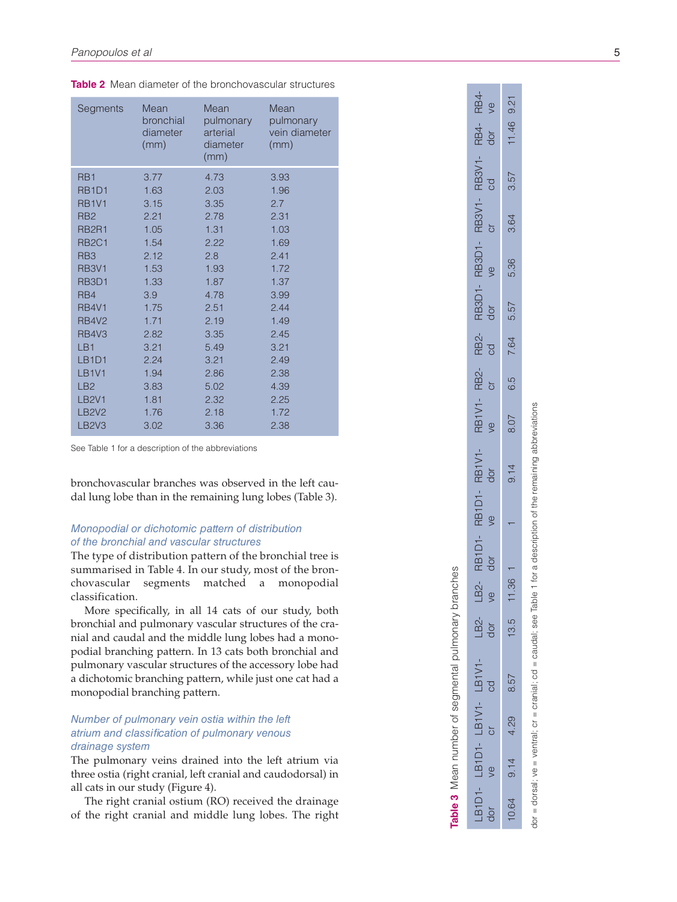**Table 2** Mean diameter of the bronchovascular structures

| Segments | Mean bronchial diameter (mm) | Mean pulmonary arterial diameter (mm) | Mean pulmonary vein diameter (mm) |
|---|---|---|---|
| RB1 | 3.77 | 4.73 | 3.93 |
| RB1D1 | 1.63 | 2.03 | 1.96 |
| RB1V1 | 3.15 | 3.35 | 2.7 |
| RB2 | 2.21 | 2.78 | 2.31 |
| RB2R1 | 1.05 | 1.31 | 1.03 |
| RB2C1 | 1.54 | 2.22 | 1.69 |
| RB3 | 2.12 | 2.8 | 2.41 |
| RB3V1 | 1.53 | 1.93 | 1.72 |
| RB3D1 | 1.33 | 1.87 | 1.37 |
| RB4 | 3.9 | 4.78 | 3.99 |
| RB4V1 | 1.75 | 2.51 | 2.44 |
| RB4V2 | 1.71 | 2.19 | 1.49 |
| RB4V3 | 2.82 | 3.35 | 2.45 |
| LB1 | 3.21 | 5.49 | 3.21 |
| LB1D1 | 2.24 | 3.21 | 2.49 |
| LB1V1 | 1.94 | 2.86 | 2.38 |
| LB2 | 3.83 | 5.02 | 4.39 |
| LB2V1 | 1.81 | 2.32 | 2.25 |
| LB2V2 | 1.76 | 2.18 | 1.72 |
| LB2V3 | 3.02 | 3.36 | 2.38 |

See Table 1 for a description of the abbreviations

bronchovascular branches was observed in the left caudal lung lobe than in the remaining lung lobes (Table 3).

### *Monopodial or dichotomic pattern of distribution of the bronchial and vascular structures*

The type of distribution pattern of the bronchial tree is summarised in Table 4. In our study, most of the bronchovascular segments matched a monopodial classification.

More specifically, in all 14 cats of our study, both bronchial and pulmonary vascular structures of the cranial and caudal and the middle lung lobes had a monopodial branching pattern. In 13 cats both bronchial and pulmonary vascular structures of the accessory lobe had a dichotomic branching pattern, while just one cat had a monopodial branching pattern.

### *Number of pulmonary vein ostia within the left atrium and classification of pulmonary venous drainage system*

The pulmonary veins drained into the left atrium via three ostia (right cranial, left cranial and caudodorsal) in all cats in our study (Figure 4).

The right cranial ostium (RO) received the drainage of the right cranial and middle lung lobes. The right

**Table 3** Mean number of segmental pulmonary branches

| LB1D1-dor | LB1D1-ve | LB1V1-cr | LB1V1-cd | LB2-dor | LB2-ve | RB1D1-dor | RB1D1-ve | RB1V1-dor | RB1V1-ve | RB2-cr | RB2-cd | RB3D1-dor | RB3D1-ve | RB3V1-cr | RB3V1-cd | RB4-dor | RB4-ve |
|---|---|---|---|---|---|---|---|---|---|---|---|---|---|---|---|---|---|
| 10.64 | 9.14 | 4.29 | 8.57 | 13.5 | 11.36 | 1 | 1 | 9.14 | 8.07 | 6.5 | 7.64 | 5.57 | 5.36 | 3.64 | 3.57 | 11.46 | 9.21 |

dor = dorsal; ve = ventral; cr = cranial; cd = caudal; see Table 1 for a description of the remaining abbreviations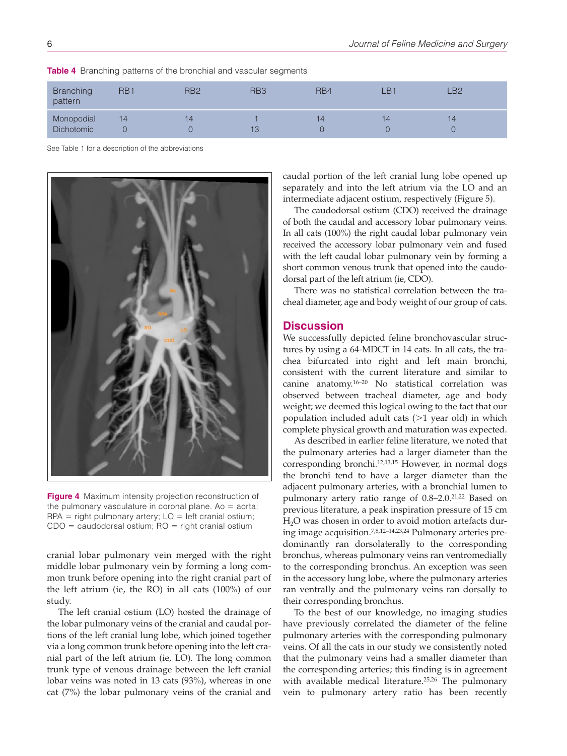**Table 4** Branching patterns of the bronchial and vascular segments

| Branching pattern | RB1 | RB2 | RB3 | RB4 | LB1 | LB2 |
|---|---|---|---|---|---|---|
| Monopodial | 14 | 14 | 1 | 14 | 14 | 14 |
| Dichotomic | 0 | 0 | 13 | 0 | 0 | 0 |

See Table 1 for a description of the abbreviations

**Figure 4** Maximum intensity projection reconstruction of the pulmonary vasculature in coronal plane. Ao = aorta; RPA = right pulmonary artery; LO = left cranial ostium; CDO = caudodorsal ostium; RO = right cranial ostium

cranial lobar pulmonary vein merged with the right middle lobar pulmonary vein by forming a long common trunk before opening into the right cranial part of the left atrium (ie, the RO) in all cats (100%) of our study.

The left cranial ostium (LO) hosted the drainage of the lobar pulmonary veins of the cranial and caudal portions of the left cranial lung lobe, which joined together via a long common trunk before opening into the left cranial part of the left atrium (ie, LO). The long common trunk type of venous drainage between the left cranial lobar veins was noted in 13 cats (93%), whereas in one cat (7%) the lobar pulmonary veins of the cranial and caudal portion of the left cranial lung lobe opened up separately and into the left atrium via the LO and an intermediate adjacent ostium, respectively (Figure 5).

The caudodorsal ostium (CDO) received the drainage of both the caudal and accessory lobar pulmonary veins. In all cats (100%) the right caudal lobar pulmonary vein received the accessory lobar pulmonary vein and fused with the left caudal lobar pulmonary vein by forming a short common venous trunk that opened into the caudodorsal part of the left atrium (ie, CDO).

There was no statistical correlation between the tracheal diameter, age and body weight of our group of cats.

## Discussion

We successfully depicted feline bronchovascular structures by using a 64-MDCT in 14 cats. In all cats, the trachea bifurcated into right and left main bronchi, consistent with the current literature and similar to canine anatomy.[16–20] No statistical correlation was observed between tracheal diameter, age and body weight; we deemed this logical owing to the fact that our population included adult cats (>1 year old) in which complete physical growth and maturation was expected.

As described in earlier feline literature, we noted that the pulmonary arteries had a larger diameter than the corresponding bronchi.[12,13,15] However, in normal dogs the bronchi tend to have a larger diameter than the adjacent pulmonary arteries, with a bronchial lumen to pulmonary artery ratio range of 0.8–2.0.[21,22] Based on previous literature, a peak inspiration pressure of 15 cm $H_2O$ was chosen in order to avoid motion artefacts during image acquisition.[7,8,12–14,23,24] Pulmonary arteries predominantly ran dorsolaterally to the corresponding bronchus, whereas pulmonary veins ran ventromedially to the corresponding bronchus. An exception was seen in the accessory lung lobe, where the pulmonary arteries ran ventrally and the pulmonary veins ran dorsally to their corresponding bronchus.

To the best of our knowledge, no imaging studies have previously correlated the diameter of the feline pulmonary arteries with the corresponding pulmonary veins. Of all the cats in our study we consistently noted that the pulmonary veins had a smaller diameter than the corresponding arteries; this finding is in agreement with available medical literature.[25,26] The pulmonary vein to pulmonary artery ratio has been recently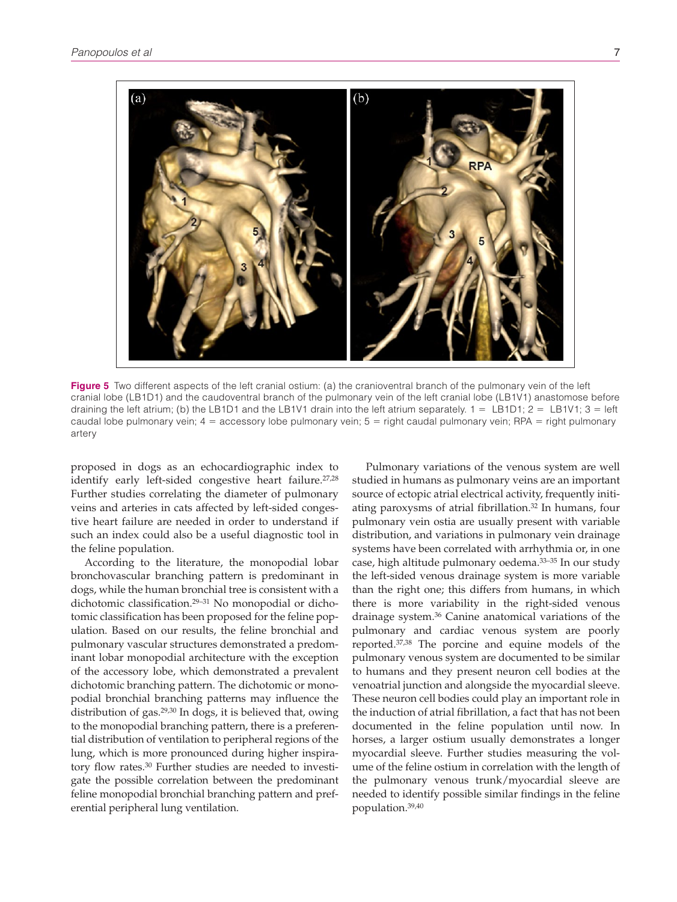**Figure 5** Two different aspects of the left cranial ostium: (a) the cranioventral branch of the pulmonary vein of the left cranial lobe (LB1D1) and the caudoventral branch of the pulmonary vein of the left cranial lobe (LB1V1) anastomose before draining the left atrium; (b) the LB1D1 and the LB1V1 drain into the left atrium separately. 1 = LB1D1; 2 = LB1V1; 3 = left caudal lobe pulmonary vein; 4 = accessory lobe pulmonary vein; 5 = right caudal pulmonary vein; RPA = right pulmonary artery

proposed in dogs as an echocardiographic index to identify early left-sided congestive heart failure.[27,28] Further studies correlating the diameter of pulmonary veins and arteries in cats affected by left-sided congestive heart failure are needed in order to understand if such an index could also be a useful diagnostic tool in the feline population.

According to the literature, the monopodial lobar bronchovascular branching pattern is predominant in dogs, while the human bronchial tree is consistent with a dichotomic classification.[29–31] No monopodial or dichotomic classification has been proposed for the feline population. Based on our results, the feline bronchial and pulmonary vascular structures demonstrated a predominant lobar monopodial architecture with the exception of the accessory lobe, which demonstrated a prevalent dichotomic branching pattern. The dichotomic or monopodial bronchial branching patterns may influence the distribution of gas.[29,30] In dogs, it is believed that, owing to the monopodial branching pattern, there is a preferential distribution of ventilation to peripheral regions of the lung, which is more pronounced during higher inspiratory flow rates.[30] Further studies are needed to investigate the possible correlation between the predominant feline monopodial bronchial branching pattern and preferential peripheral lung ventilation.

Pulmonary variations of the venous system are well studied in humans as pulmonary veins are an important source of ectopic atrial electrical activity, frequently initiating paroxysms of atrial fibrillation.[32] In humans, four pulmonary vein ostia are usually present with variable distribution, and variations in pulmonary vein drainage systems have been correlated with arrhythmia or, in one case, high altitude pulmonary oedema.[33–35] In our study the left-sided venous drainage system is more variable than the right one; this differs from humans, in which there is more variability in the right-sided venous drainage system.[36] Canine anatomical variations of the pulmonary and cardiac venous system are poorly reported.[37,38] The porcine and equine models of the pulmonary venous system are documented to be similar to humans and they present neuron cell bodies at the venoatrial junction and alongside the myocardial sleeve. These neuron cell bodies could play an important role in the induction of atrial fibrillation, a fact that has not been documented in the feline population until now. In horses, a larger ostium usually demonstrates a longer myocardial sleeve. Further studies measuring the volume of the feline ostium in correlation with the length of the pulmonary venous trunk/myocardial sleeve are needed to identify possible similar findings in the feline population.[39,40]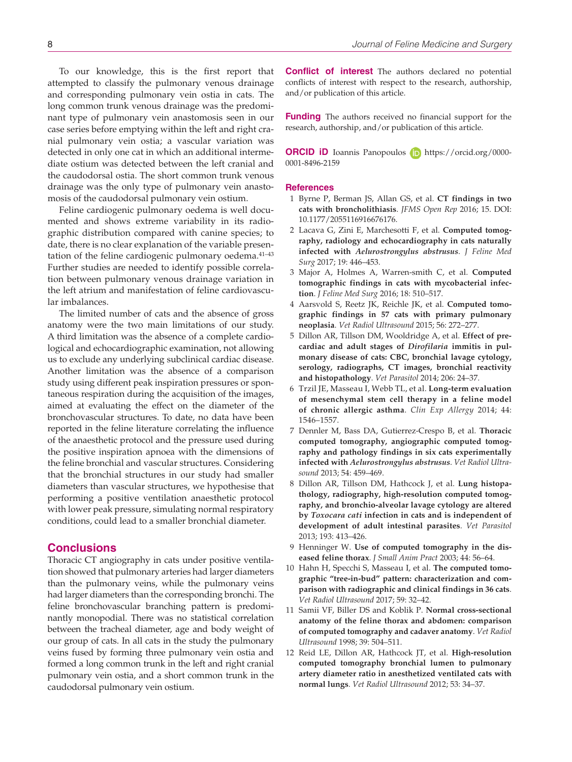To our knowledge, this is the first report that attempted to classify the pulmonary venous drainage and corresponding pulmonary vein ostia in cats. The long common trunk venous drainage was the predominant type of pulmonary vein anastomosis seen in our case series before emptying within the left and right cranial pulmonary vein ostia; a vascular variation was detected in only one cat in which an additional intermediate ostium was detected between the left cranial and the caudodorsal ostia. The short common trunk venous drainage was the only type of pulmonary vein anastomosis of the caudodorsal pulmonary vein ostium.

Feline cardiogenic pulmonary oedema is well documented and shows extreme variability in its radiographic distribution compared with canine species; to date, there is no clear explanation of the variable presentation of the feline cardiogenic pulmonary oedema.[41–43] Further studies are needed to identify possible correlation between pulmonary venous drainage variation in the left atrium and manifestation of feline cardiovascular imbalances.

The limited number of cats and the absence of gross anatomy were the two main limitations of our study. A third limitation was the absence of a complete cardiological and echocardiographic examination, not allowing us to exclude any underlying subclinical cardiac disease. Another limitation was the absence of a comparison study using different peak inspiration pressures or spontaneous respiration during the acquisition of the images, aimed at evaluating the effect on the diameter of the bronchovascular structures. To date, no data have been reported in the feline literature correlating the influence of the anaesthetic protocol and the pressure used during the positive inspiration apnoea with the dimensions of the feline bronchial and vascular structures. Considering that the bronchial structures in our study had smaller diameters than vascular structures, we hypothesise that performing a positive ventilation anaesthetic protocol with lower peak pressure, simulating normal respiratory conditions, could lead to a smaller bronchial diameter.

## Conclusions

Thoracic CT angiography in cats under positive ventilation showed that pulmonary arteries had larger diameters than the pulmonary veins, while the pulmonary veins had larger diameters than the corresponding bronchi. The feline bronchovascular branching pattern is predominantly monopodial. There was no statistical correlation between the tracheal diameter, age and body weight of our group of cats. In all cats in the study the pulmonary veins fused by forming three pulmonary vein ostia and formed a long common trunk in the left and right cranial pulmonary vein ostia, and a short common trunk in the caudodorsal pulmonary vein ostium.

**Conflict of interest** The authors declared no potential conflicts of interest with respect to the research, authorship, and/or publication of this article.

**Funding** The authors received no financial support for the research, authorship, and/or publication of this article.

**ORCID iD** Ioannis Panopoulos https://orcid.org/0000-0001-8496-2159

### References

1. Byrne P, Berman JS, Allan GS, et al. **CT findings in two cats with broncholithiasis**. *JFMS Open Rep* 2016; 15. DOI: 10.1177/2055116916676176.
2. Lacava G, Zini E, Marchesotti F, et al. **Computed tomography, radiology and echocardiography in cats naturally infected with *Aelurostrongylus abstrusus***. *J Feline Med Surg* 2017; 19: 446–453.
3. Major A, Holmes A, Warren-smith C, et al. **Computed tomographic findings in cats with mycobacterial infection**. *J Feline Med Surg* 2016; 18: 510–517.
4. Aarsvold S, Reetz JK, Reichle JK, et al. **Computed tomographic findings in 57 cats with primary pulmonary neoplasia**. *Vet Radiol Ultrasound* 2015; 56: 272–277.
5. Dillon AR, Tillson DM, Wooldridge A, et al. **Effect of pre-cardiac and adult stages of *Dirofilaria immitis* in pulmonary disease of cats: CBC, bronchial lavage cytology, serology, radiographs, CT images, bronchial reactivity and histopathology**. *Vet Parasitol* 2014; 206: 24–37.
6. Trzil JE, Masseau I, Webb TL, et al. **Long-term evaluation of mesenchymal stem cell therapy in a feline model of chronic allergic asthma**. *Clin Exp Allergy* 2014; 44: 1546–1557.
7. Dennler M, Bass DA, Gutierrez-Crespo B, et al. **Thoracic computed tomography, angiographic computed tomography and pathology findings in six cats experimentally infected with *Aelurostrongylus abstrusus***. *Vet Radiol Ultrasound* 2013; 54: 459–469.
8. Dillon AR, Tillson DM, Hathcock J, et al. **Lung histopathology, radiography, high-resolution computed tomography, and bronchio-alveolar lavage cytology are altered by *Toxocara cati* infection in cats and is independent of development of adult intestinal parasites**. *Vet Parasitol* 2013; 193: 413–426.
9. Henninger W. **Use of computed tomography in the diseased feline thorax**. *J Small Anim Pract* 2003; 44: 56–64.
10. Hahn H, Specchi S, Masseau I, et al. **The computed tomographic "tree-in-bud" pattern: characterization and comparison with radiographic and clinical findings in 36 cats**. *Vet Radiol Ultrasound* 2017; 59: 32–42.
11. Samii VF, Biller DS and Koblik P. **Normal cross-sectional anatomy of the feline thorax and abdomen: comparison of computed tomography and cadaver anatomy**. *Vet Radiol Ultrasound* 1998; 39: 504–511.
12. Reid LE, Dillon AR, Hathcock JT, et al. **High-resolution computed tomography bronchial lumen to pulmonary artery diameter ratio in anesthetized ventilated cats with normal lungs**. *Vet Radiol Ultrasound* 2012; 53: 34–37.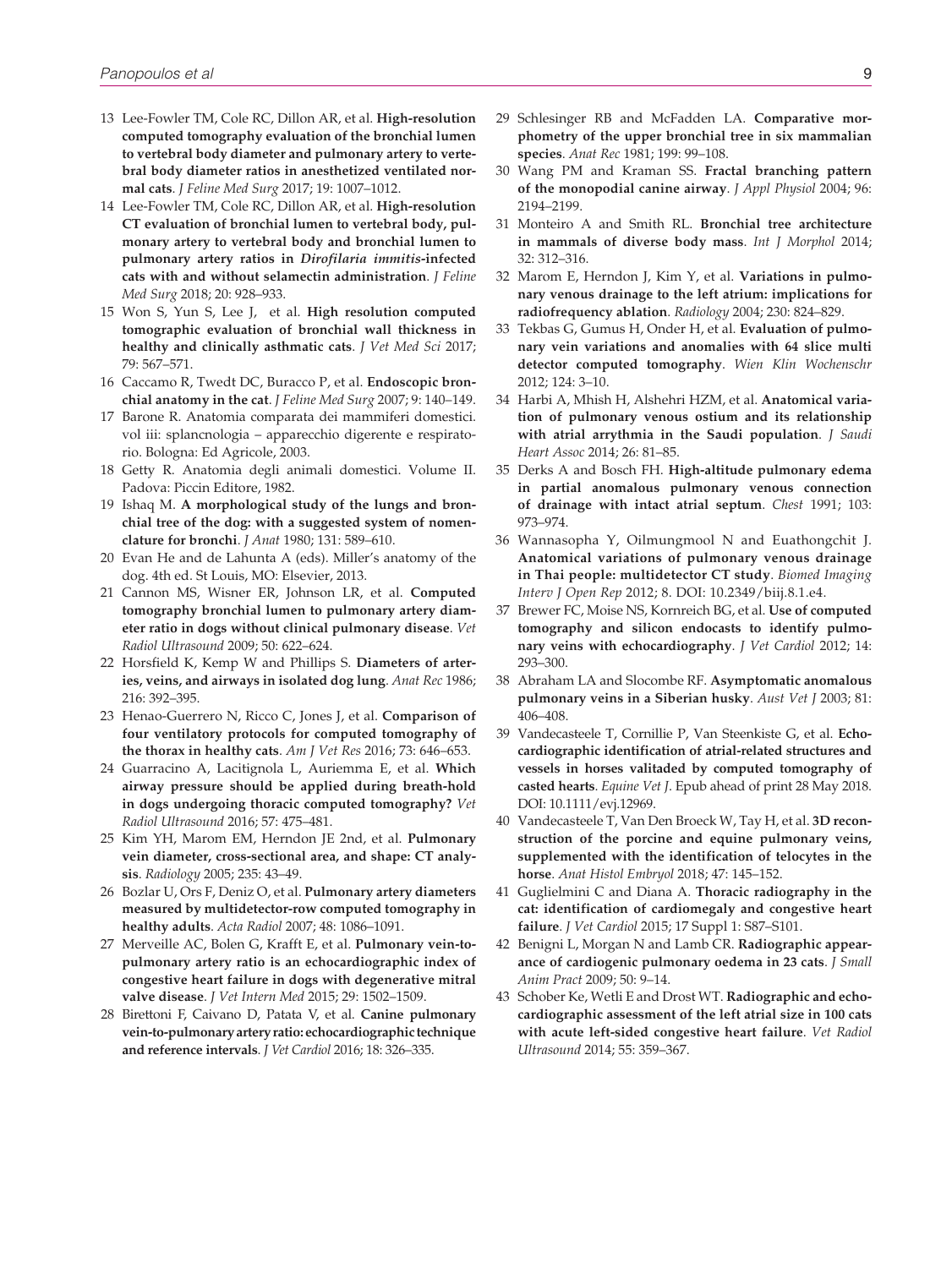13 Lee-Fowler TM, Cole RC, Dillon AR, et al. **High-resolution computed tomography evaluation of the bronchial lumen to vertebral body diameter and pulmonary artery to vertebral body diameter ratios in anesthetized ventilated normal cats**. *J Feline Med Surg* 2017; 19: 1007–1012.

14 Lee-Fowler TM, Cole RC, Dillon AR, et al. **High-resolution CT evaluation of bronchial lumen to vertebral body, pulmonary artery to vertebral body and bronchial lumen to pulmonary artery ratios in *Dirofilaria immitis*-infected cats with and without selamectin administration**. *J Feline Med Surg* 2018; 20: 928–933.

15 Won S, Yun S, Lee J, et al. **High resolution computed tomographic evaluation of bronchial wall thickness in healthy and clinically asthmatic cats**. *J Vet Med Sci* 2017; 79: 567–571.

16 Caccamo R, Twedt DC, Buracco P, et al. **Endoscopic bronchial anatomy in the cat**. *J Feline Med Surg* 2007; 9: 140–149.

17 Barone R. Anatomia comparata dei mammiferi domestici. vol iii: splancnologia – apparecchio digerente e respiratorio. Bologna: Ed Agricole, 2003.

18 Getty R. Anatomia degli animali domestici. Volume II. Padova: Piccin Editore, 1982.

19 Ishaq M. **A morphological study of the lungs and bronchial tree of the dog: with a suggested system of nomenclature for bronchi**. *J Anat* 1980; 131: 589–610.

20 Evan He and de Lahunta A (eds). Miller's anatomy of the dog. 4th ed. St Louis, MO: Elsevier, 2013.

21 Cannon MS, Wisner ER, Johnson LR, et al. **Computed tomography bronchial lumen to pulmonary artery diameter ratio in dogs without clinical pulmonary disease**. *Vet Radiol Ultrasound* 2009; 50: 622–624.

22 Horsfield K, Kemp W and Phillips S. **Diameters of arteries, veins, and airways in isolated dog lung**. *Anat Rec* 1986; 216: 392–395.

23 Henao-Guerrero N, Ricco C, Jones J, et al. **Comparison of four ventilatory protocols for computed tomography of the thorax in healthy cats**. *Am J Vet Res* 2016; 73: 646–653.

24 Guarracino A, Lacitignola L, Auriemma E, et al. **Which airway pressure should be applied during breath-hold in dogs undergoing thoracic computed tomography?** *Vet Radiol Ultrasound* 2016; 57: 475–481.

25 Kim YH, Marom EM, Herndon JE 2nd, et al. **Pulmonary vein diameter, cross-sectional area, and shape: CT analysis**. *Radiology* 2005; 235: 43–49.

26 Bozlar U, Ors F, Deniz O, et al. **Pulmonary artery diameters measured by multidetector-row computed tomography in healthy adults**. *Acta Radiol* 2007; 48: 1086–1091.

27 Merveille AC, Bolen G, Krafft E, et al. **Pulmonary vein-to-pulmonary artery ratio is an echocardiographic index of congestive heart failure in dogs with degenerative mitral valve disease**. *J Vet Intern Med* 2015; 29: 1502–1509.

28 Birettoni F, Caivano D, Patata V, et al. **Canine pulmonary vein-to-pulmonary artery ratio: echocardiographic technique and reference intervals**. *J Vet Cardiol* 2016; 18: 326–335.

29 Schlesinger RB and McFadden LA. **Comparative morphometry of the upper bronchial tree in six mammalian species**. *Anat Rec* 1981; 199: 99–108.

30 Wang PM and Kraman SS. **Fractal branching pattern of the monopodial canine airway**. *J Appl Physiol* 2004; 96: 2194–2199.

31 Monteiro A and Smith RL. **Bronchial tree architecture in mammals of diverse body mass**. *Int J Morphol* 2014; 32: 312–316.

32 Marom E, Herndon J, Kim Y, et al. **Variations in pulmonary venous drainage to the left atrium: implications for radiofrequency ablation**. *Radiology* 2004; 230: 824–829.

33 Tekbas G, Gumus H, Onder H, et al. **Evaluation of pulmonary vein variations and anomalies with 64 slice multi detector computed tomography**. *Wien Klin Wochenschr* 2012; 124: 3–10.

34 Harbi A, Mhish H, Alshehri HZM, et al. **Anatomical variation of pulmonary venous ostium and its relationship with atrial arrythmia in the Saudi population**. *J Saudi Heart Assoc* 2014; 26: 81–85.

35 Derks A and Bosch FH. **High-altitude pulmonary edema in partial anomalous pulmonary venous connection of drainage with intact atrial septum**. *Chest* 1991; 103: 973–974.

36 Wannasopha Y, Oilmungmool N and Euathongchit J. **Anatomical variations of pulmonary venous drainage in Thai people: multidetector CT study**. *Biomed Imaging Interv J Open Rep* 2012; 8. DOI: 10.2349/biij.8.1.e4.

37 Brewer FC, Moise NS, Kornreich BG, et al. **Use of computed tomography and silicon endocasts to identify pulmonary veins with echocardiography**. *J Vet Cardiol* 2012; 14: 293–300.

38 Abraham LA and Slocombe RF. **Asymptomatic anomalous pulmonary veins in a Siberian husky**. *Aust Vet J* 2003; 81: 406–408.

39 Vandecasteele T, Cornillie P, Van Steenkiste G, et al. **Echocardiographic identification of atrial-related structures and vessels in horses valitaded by computed tomography of casted hearts**. *Equine Vet J*. Epub ahead of print 28 May 2018. DOI: 10.1111/evj.12969.

40 Vandecasteele T, Van Den Broeck W, Tay H, et al. **3D reconstruction of the porcine and equine pulmonary veins, supplemented with the identification of telocytes in the horse**. *Anat Histol Embryol* 2018; 47: 145–152.

41 Guglielmini C and Diana A. **Thoracic radiography in the cat: identification of cardiomegaly and congestive heart failure**. *J Vet Cardiol* 2015; 17 Suppl 1: S87–S101.

42 Benigni L, Morgan N and Lamb CR. **Radiographic appearance of cardiogenic pulmonary oedema in 23 cats**. *J Small Anim Pract* 2009; 50: 9–14.

43 Schober Ke, Wetli E and Drost WT. **Radiographic and echocardiographic assessment of the left atrial size in 100 cats with acute left-sided congestive heart failure**. *Vet Radiol Ultrasound* 2014; 55: 359–367.